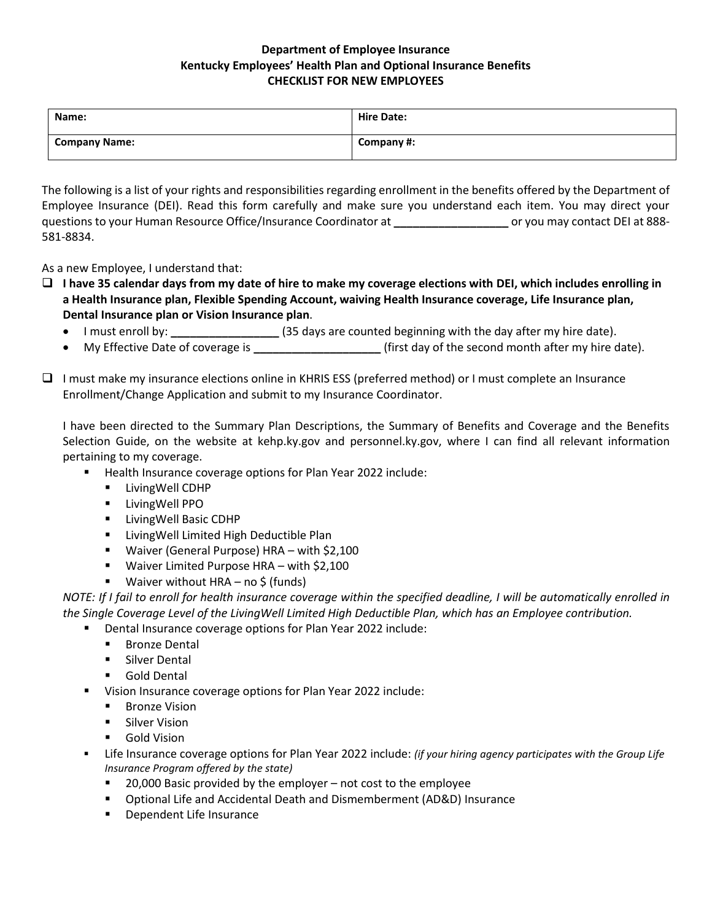**Department of Employee Insurance**
**Kentucky Employees' Health Plan and Optional Insurance Benefits**
**CHECKLIST FOR NEW EMPLOYEES**

| **Name:** | **Hire Date:** |
|---|---|
| **Company Name:** | **Company #:** |

The following is a list of your rights and responsibilities regarding enrollment in the benefits offered by the Department of Employee Insurance (DEI). Read this form carefully and make sure you understand each item. You may direct your questions to your Human Resource Office/Insurance Coordinator at **__________________** or you may contact DEI at 888-581-8834.

As a new Employee, I understand that:

- ❑ **I have 35 calendar days from my date of hire to make my coverage elections with DEI, which includes enrolling in a Health Insurance plan, Flexible Spending Account, waiving Health Insurance coverage, Life Insurance plan, Dental Insurance plan or Vision Insurance plan**.
  - I must enroll by: **_________________** (35 days are counted beginning with the day after my hire date).
  - My Effective Date of coverage is **____________________** (first day of the second month after my hire date).

- ❑ I must make my insurance elections online in KHRIS ESS (preferred method) or I must complete an Insurance Enrollment/Change Application and submit to my Insurance Coordinator.

  I have been directed to the Summary Plan Descriptions, the Summary of Benefits and Coverage and the Benefits Selection Guide, on the website at kehp.ky.gov and personnel.ky.gov, where I can find all relevant information pertaining to my coverage.
  - Health Insurance coverage options for Plan Year 2022 include:
    - LivingWell CDHP
    - LivingWell PPO
    - LivingWell Basic CDHP
    - LivingWell Limited High Deductible Plan
    - Waiver (General Purpose) HRA – with $2,100
    - Waiver Limited Purpose HRA – with $2,100
    - Waiver without HRA – no $ (funds)

  *NOTE: If I fail to enroll for health insurance coverage within the specified deadline, I will be automatically enrolled in the Single Coverage Level of the LivingWell Limited High Deductible Plan, which has an Employee contribution.*
  - Dental Insurance coverage options for Plan Year 2022 include:
    - Bronze Dental
    - Silver Dental
    - Gold Dental
  - Vision Insurance coverage options for Plan Year 2022 include:
    - Bronze Vision
    - Silver Vision
    - Gold Vision
  - Life Insurance coverage options for Plan Year 2022 include: *(if your hiring agency participates with the Group Life Insurance Program offered by the state)*
    - 20,000 Basic provided by the employer – not cost to the employee
    - Optional Life and Accidental Death and Dismemberment (AD&D) Insurance
    - Dependent Life Insurance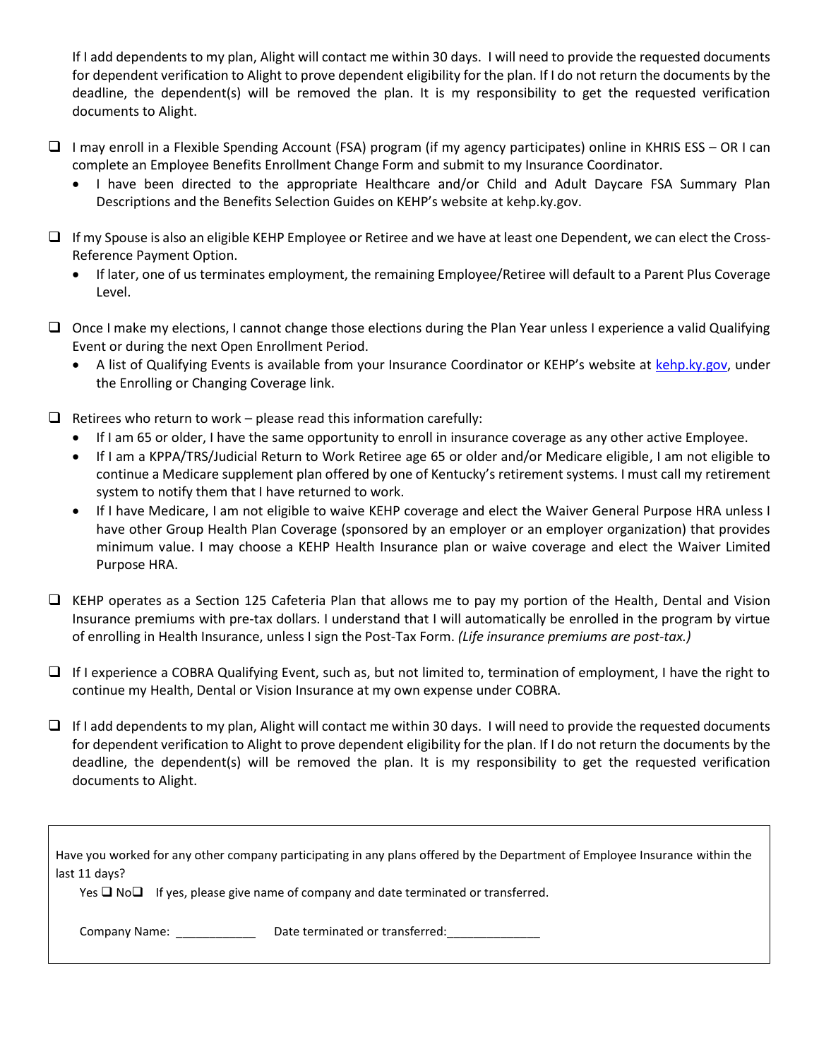If I add dependents to my plan, Alight will contact me within 30 days. I will need to provide the requested documents for dependent verification to Alight to prove dependent eligibility for the plan. If I do not return the documents by the deadline, the dependent(s) will be removed the plan. It is my responsibility to get the requested verification documents to Alight.

- ❑ I may enroll in a Flexible Spending Account (FSA) program (if my agency participates) online in KHRIS ESS – OR I can complete an Employee Benefits Enrollment Change Form and submit to my Insurance Coordinator.
  - I have been directed to the appropriate Healthcare and/or Child and Adult Daycare FSA Summary Plan Descriptions and the Benefits Selection Guides on KEHP's website at kehp.ky.gov.

- ❑ If my Spouse is also an eligible KEHP Employee or Retiree and we have at least one Dependent, we can elect the Cross-Reference Payment Option.
  - If later, one of us terminates employment, the remaining Employee/Retiree will default to a Parent Plus Coverage Level.

- ❑ Once I make my elections, I cannot change those elections during the Plan Year unless I experience a valid Qualifying Event or during the next Open Enrollment Period.
  - A list of Qualifying Events is available from your Insurance Coordinator or KEHP's website at [kehp.ky.gov](kehp.ky.gov), under the Enrolling or Changing Coverage link.

- ❑ Retirees who return to work – please read this information carefully:
  - If I am 65 or older, I have the same opportunity to enroll in insurance coverage as any other active Employee.
  - If I am a KPPA/TRS/Judicial Return to Work Retiree age 65 or older and/or Medicare eligible, I am not eligible to continue a Medicare supplement plan offered by one of Kentucky's retirement systems. I must call my retirement system to notify them that I have returned to work.
  - If I have Medicare, I am not eligible to waive KEHP coverage and elect the Waiver General Purpose HRA unless I have other Group Health Plan Coverage (sponsored by an employer or an employer organization) that provides minimum value. I may choose a KEHP Health Insurance plan or waive coverage and elect the Waiver Limited Purpose HRA.

- ❑ KEHP operates as a Section 125 Cafeteria Plan that allows me to pay my portion of the Health, Dental and Vision Insurance premiums with pre-tax dollars. I understand that I will automatically be enrolled in the program by virtue of enrolling in Health Insurance, unless I sign the Post-Tax Form. *(Life insurance premiums are post-tax.)*

- ❑ If I experience a COBRA Qualifying Event, such as, but not limited to, termination of employment, I have the right to continue my Health, Dental or Vision Insurance at my own expense under COBRA.

- ❑ If I add dependents to my plan, Alight will contact me within 30 days. I will need to provide the requested documents for dependent verification to Alight to prove dependent eligibility for the plan. If I do not return the documents by the deadline, the dependent(s) will be removed the plan. It is my responsibility to get the requested verification documents to Alight.

---

Have you worked for any other company participating in any plans offered by the Department of Employee Insurance within the last 11 days?

Yes ❑ No❑ If yes, please give name of company and date terminated or transferred.

Company Name: ____________ Date terminated or transferred:______________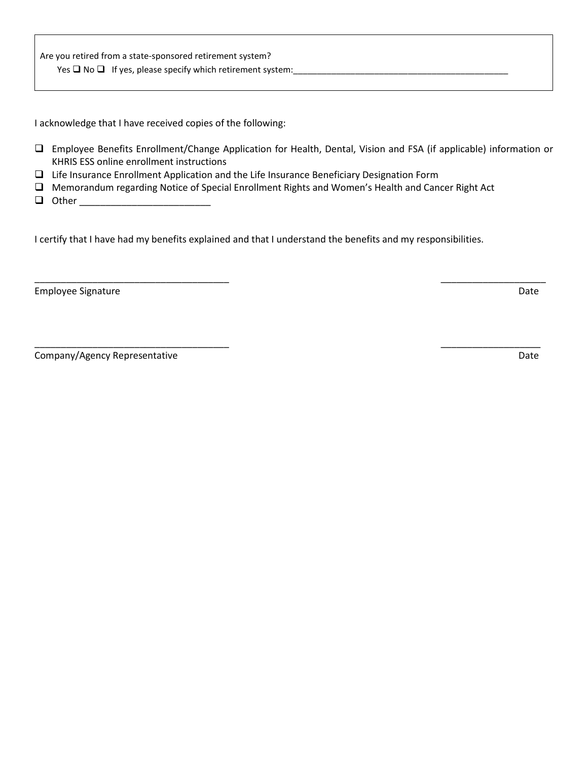Are you retired from a state-sponsored retirement system?

Yes ❑ No ❑ If yes, please specify which retirement system:_______________________________________________

I acknowledge that I have received copies of the following:

- ❑ Employee Benefits Enrollment/Change Application for Health, Dental, Vision and FSA (if applicable) information or KHRIS ESS online enrollment instructions
- ❑ Life Insurance Enrollment Application and the Life Insurance Beneficiary Designation Form
- ❑ Memorandum regarding Notice of Special Enrollment Rights and Women's Health and Cancer Right Act
- ❑ Other _________________________

I certify that I have had my benefits explained and that I understand the benefits and my responsibilities.

_____________________________________ ____________________

Employee Signature Date

_____________________________________ ___________________

Company/Agency Representative Date